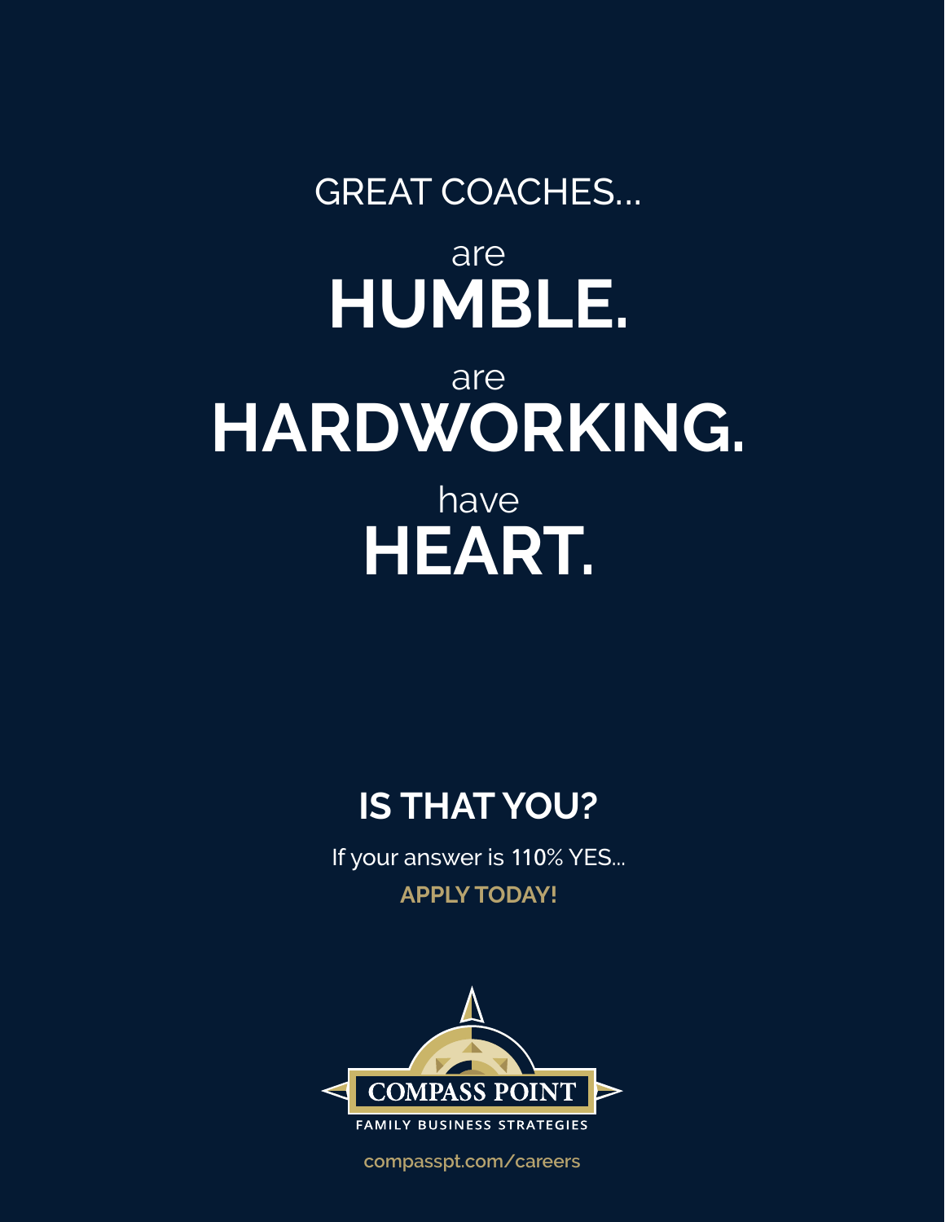GREAT COACHES...

are
# HUMBLE.

are
# HARDWORKING.

have
# HEART.

## IS THAT YOU?

If your answer is 110% YES...

**APPLY TODAY!**

COMPASS POINT

FAMILY BUSINESS STRATEGIES

compasspt.com/careers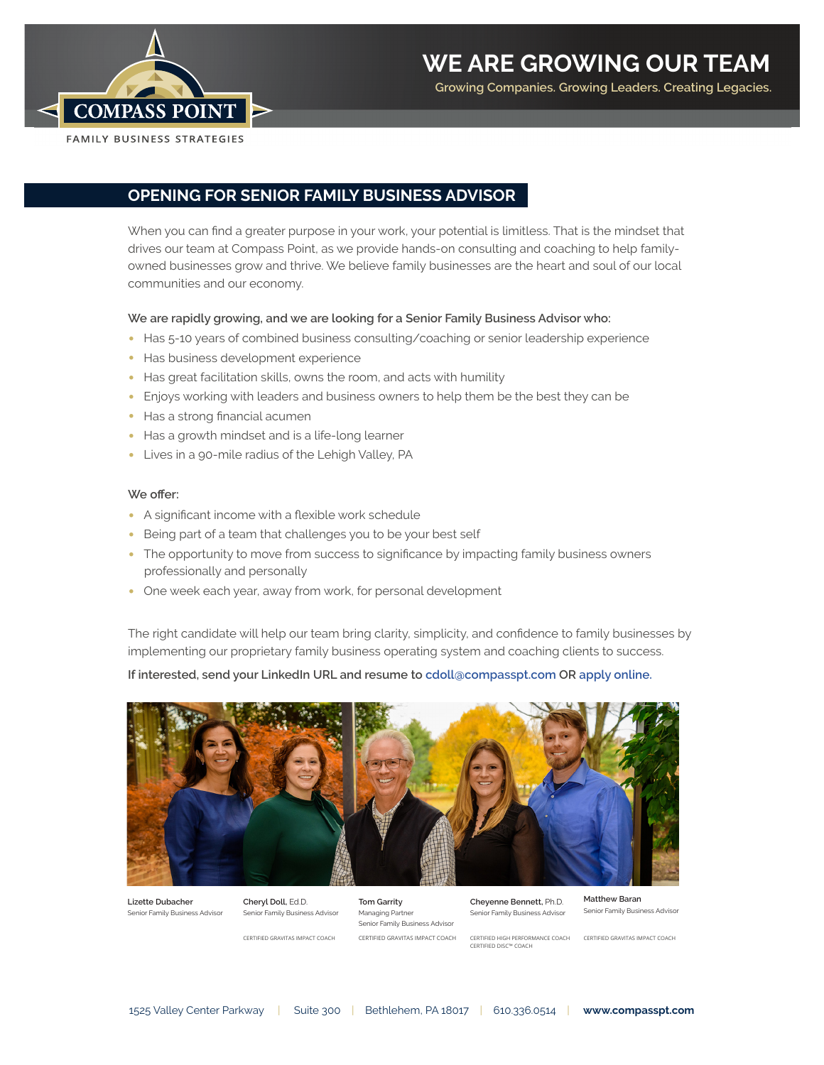COMPASS POINT

FAMILY BUSINESS STRATEGIES

# WE ARE GROWING OUR TEAM

Growing Companies. Growing Leaders. Creating Legacies.

## OPENING FOR SENIOR FAMILY BUSINESS ADVISOR

When you can find a greater purpose in your work, your potential is limitless. That is the mindset that drives our team at Compass Point, as we provide hands-on consulting and coaching to help family-owned businesses grow and thrive. We believe family businesses are the heart and soul of our local communities and our economy.

**We are rapidly growing, and we are looking for a Senior Family Business Advisor who:**

- Has 5-10 years of combined business consulting/coaching or senior leadership experience
- Has business development experience
- Has great facilitation skills, owns the room, and acts with humility
- Enjoys working with leaders and business owners to help them be the best they can be
- Has a strong financial acumen
- Has a growth mindset and is a life-long learner
- Lives in a 90-mile radius of the Lehigh Valley, PA

**We offer:**

- A significant income with a flexible work schedule
- Being part of a team that challenges you to be your best self
- The opportunity to move from success to significance by impacting family business owners professionally and personally
- One week each year, away from work, for personal development

The right candidate will help our team bring clarity, simplicity, and confidence to family businesses by implementing our proprietary family business operating system and coaching clients to success.

**If interested, send your LinkedIn URL and resume to cdoll@compasspt.com OR apply online.**

**Lizette Dubacher**
Senior Family Business Advisor

**Cheryl Doll**, Ed.D.
Senior Family Business Advisor
CERTIFIED GRAVITAS IMPACT COACH

**Tom Garrity**
Managing Partner
Senior Family Business Advisor
CERTIFIED GRAVITAS IMPACT COACH

**Cheyenne Bennett**, Ph.D.
Senior Family Business Advisor
CERTIFIED HIGH PERFORMANCE COACH
CERTIFIED DISC™ COACH

**Matthew Baran**
Senior Family Business Advisor
CERTIFIED GRAVITAS IMPACT COACH

1525 Valley Center Parkway | Suite 300 | Bethlehem, PA 18017 | 610.336.0514 | **www.compasspt.com**